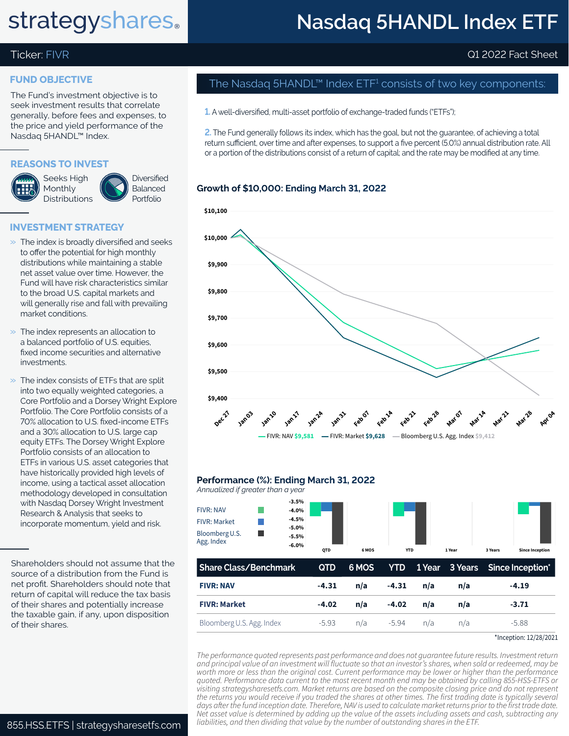# Nasdaq 5HANDL Index ETF

Ticker: FIVR

Q1 2022 Fact Sheet

## FUND OBJECTIVE

The Fund's investment objective is to seek investment results that correlate generally, before fees and expenses, to the price and yield performance of the Nasdaq 5HANDL™ Index.

## REASONS TO INVEST

- Seeks High Monthly Distributions
- Diversified Balanced Portfolio

## INVESTMENT STRATEGY

» The index is broadly diversified and seeks to offer the potential for high monthly distributions while maintaining a stable net asset value over time. However, the Fund will have risk characteristics similar to the broad U.S. capital markets and will generally rise and fall with prevailing market conditions.

» The index represents an allocation to a balanced portfolio of U.S. equities, fixed income securities and alternative investments.

» The index consists of ETFs that are split into two equally weighted categories, a Core Portfolio and a Dorsey Wright Explore Portfolio. The Core Portfolio consists of a 70% allocation to U.S. fixed-income ETFs and a 30% allocation to U.S. large cap equity ETFs. The Dorsey Wright Explore Portfolio consists of an allocation to ETFs in various U.S. asset categories that have historically provided high levels of income, using a tactical asset allocation methodology developed in consultation with Nasdaq Dorsey Wright Investment Research & Analysis that seeks to incorporate momentum, yield and risk.

Shareholders should not assume that the source of a distribution from the Fund is net profit. Shareholders should note that return of capital will reduce the tax basis of their shares and potentially increase the taxable gain, if any, upon disposition of their shares.

## The Nasdaq 5HANDL™ Index ETF[1] consists of two key components:

1. A well-diversified, multi-asset portfolio of exchange-traded funds ("ETFs");

2. The Fund generally follows its index, which has the goal, but not the guarantee, of achieving a total return sufficient, over time and after expenses, to support a five percent (5.0%) annual distribution rate. All or a portion of the distributions consist of a return of capital; and the rate may be modified at any time.

### Growth of $10,000: Ending March 31, 2022

FIVR: NAV $9,581 — FIVR: Market $9,628 — Bloomberg U.S. Agg. Index $9,412

### Performance (%): Ending March 31, 2022

*Annualized if greater than a year*

| Share Class/Benchmark | QTD | 6 MOS | YTD | 1 Year | 3 Years | Since Inception* |
|---|---|---|---|---|---|---|
| **FIVR: NAV** | **-4.31** | **n/a** | **-4.31** | **n/a** | **n/a** | **-4.19** |
| **FIVR: Market** | **-4.02** | **n/a** | **-4.02** | **n/a** | **n/a** | **-3.71** |
| Bloomberg U.S. Agg. Index | -5.93 | n/a | -5.94 | n/a | n/a | -5.88 |

*Inception: 12/28/2021

*The performance quoted represents past performance and does not guarantee future results. Investment return and principal value of an investment will fluctuate so that an investor's shares, when sold or redeemed, may be worth more or less than the original cost. Current performance may be lower or higher than the performance quoted. Performance data current to the most recent month end may be obtained by calling 855-HSS-ETFS or visiting strategysharesetfs.com. Market returns are based on the composite closing price and do not represent the returns you would receive if you traded the shares at other times. The first trading date is typically several days after the fund inception date. Therefore, NAV is used to calculate market returns prior to the first trade date. Net asset value is determined by adding up the value of the assets including assets and cash, subtracting any liabilities, and then dividing that value by the number of outstanding shares in the ETF.*

855.HSS.ETFS | strategysharesetfs.com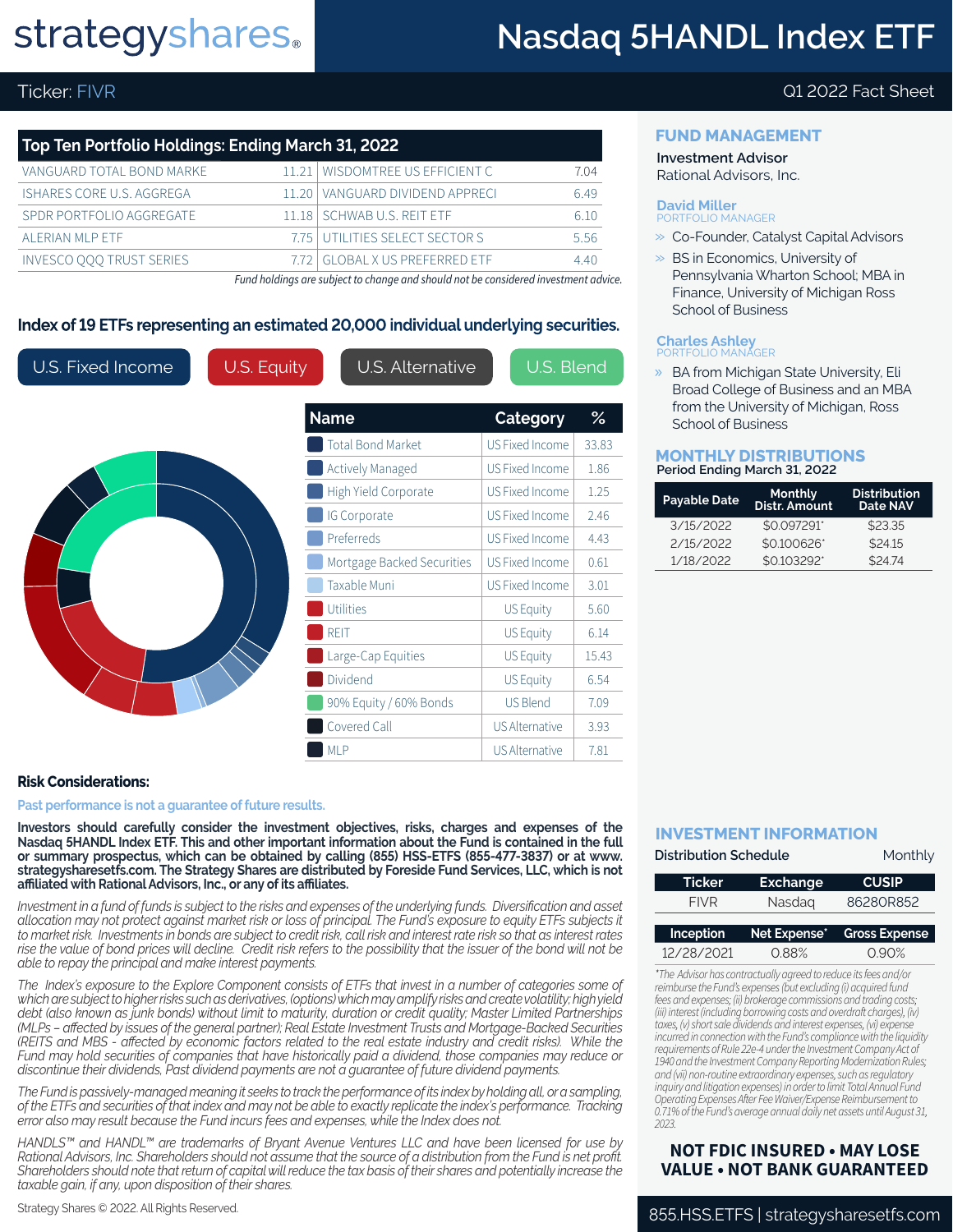# Nasdaq 5HANDL Index ETF

strategyshares®

Ticker: FIVR

Q1 2022 Fact Sheet

## Top Ten Portfolio Holdings: Ending March 31, 2022

| | | | |
|---|---|---|---|
| VANGUARD TOTAL BOND MARKE | 11.21 | WISDOMTREE US EFFICIENT C | 7.04 |
| ISHARES CORE U.S. AGGREGA | 11.20 | VANGUARD DIVIDEND APPRECI | 6.49 |
| SPDR PORTFOLIO AGGREGATE | 11.18 | SCHWAB U.S. REIT ETF | 6.10 |
| ALERIAN MLP ETF | 7.75 | UTILITIES SELECT SECTOR S | 5.56 |
| INVESCO QQQ TRUST SERIES | 7.72 | GLOBAL X US PREFERRED ETF | 4.40 |

*Fund holdings are subject to change and should not be considered investment advice.*

### Index of 19 ETFs representing an estimated 20,000 individual underlying securities.

U.S. Fixed Income | U.S. Equity | U.S. Alternative | U.S. Blend

| Name | Category | % |
|---|---|---|
| Total Bond Market | US Fixed Income | 33.83 |
| Actively Managed | US Fixed Income | 1.86 |
| High Yield Corporate | US Fixed Income | 1.25 |
| IG Corporate | US Fixed Income | 2.46 |
| Preferreds | US Fixed Income | 4.43 |
| Mortgage Backed Securities | US Fixed Income | 0.61 |
| Taxable Muni | US Fixed Income | 3.01 |
| Utilities | US Equity | 5.60 |
| REIT | US Equity | 6.14 |
| Large-Cap Equities | US Equity | 15.43 |
| Dividend | US Equity | 6.54 |
| 90% Equity / 60% Bonds | US Blend | 7.09 |
| Covered Call | US Alternative | 3.93 |
| MLP | US Alternative | 7.81 |

## FUND MANAGEMENT

**Investment Advisor**
Rational Advisors, Inc.

**David Miller**
PORTFOLIO MANAGER

- Co-Founder, Catalyst Capital Advisors
- BS in Economics, University of Pennsylvania Wharton School; MBA in Finance, University of Michigan Ross School of Business

**Charles Ashley**
PORTFOLIO MANAGER

- BA from Michigan State University, Eli Broad College of Business and an MBA from the University of Michigan, Ross School of Business

## MONTHLY DISTRIBUTIONS

**Period Ending March 31, 2022**

| Payable Date | Monthly Distr. Amount | Distribution Date NAV |
|---|---|---|
| 3/15/2022 | $0.097291* | $23.35 |
| 2/15/2022 | $0.100626* | $24.15 |
| 1/18/2022 | $0.103292* | $24.74 |

## Risk Considerations:

Past performance is not a guarantee of future results.

**Investors should carefully consider the investment objectives, risks, charges and expenses of the Nasdaq 5HANDL Index ETF. This and other important information about the Fund is contained in the full or summary prospectus, which can be obtained by calling (855) HSS-ETFS (855-477-3837) or at www.strategysharesetfs.com. The Strategy Shares are distributed by Foreside Fund Services, LLC, which is not affiliated with Rational Advisors, Inc., or any of its affiliates.**

*Investment in a fund of funds is subject to the risks and expenses of the underlying funds. Diversification and asset allocation may not protect against market risk or loss of principal. The Fund's exposure to equity ETFs subjects it to market risk. Investments in bonds are subject to credit risk, call risk and interest rate risk so that as interest rates rise the value of bond prices will decline. Credit risk refers to the possibility that the issuer of the bond will not be able to repay the principal and make interest payments.*

*The Index's exposure to the Explore Component consists of ETFs that invest in a number of categories some of which are subject to higher risks such as derivatives, (options) which may amplify risks and create volatility; high yield debt (also known as junk bonds) without limit to maturity, duration or credit quality; Master Limited Partnerships (MLPs – affected by issues of the general partner); Real Estate Investment Trusts and Mortgage-Backed Securities (REITS and MBS - affected by economic factors related to the real estate industry and credit risks). While the Fund may hold securities of companies that have historically paid a dividend, those companies may reduce or discontinue their dividends, Past dividend payments are not a guarantee of future dividend payments.*

*The Fund is passively-managed meaning it seeks to track the performance of its index by holding all, or a sampling, of the ETFs and securities of that index and may not be able to exactly replicate the index's performance. Tracking error also may result because the Fund incurs fees and expenses, while the Index does not.*

*HANDLS™ and HANDL™ are trademarks of Bryant Avenue Ventures LLC and have been licensed for use by Rational Advisors, Inc. Shareholders should not assume that the source of a distribution from the Fund is net profit. Shareholders should note that return of capital will reduce the tax basis of their shares and potentially increase the taxable gain, if any, upon disposition of their shares.*

Strategy Shares © 2022. All Rights Reserved.

## INVESTMENT INFORMATION

**Distribution Schedule** Monthly

| Ticker | Exchange | CUSIP |
|---|---|---|
| FIVR | Nasdaq | 86280R852 |

| Inception | Net Expense* | Gross Expense |
|---|---|---|
| 12/28/2021 | 0.88% | 0.90% |

*\*The Advisor has contractually agreed to reduce its fees and/or reimburse the Fund's expenses (but excluding (i) acquired fund fees and expenses; (ii) brokerage commissions and trading costs; (iii) interest (including borrowing costs and overdraft charges), (iv) taxes, (v) short sale dividends and interest expenses, (vi) expense incurred in connection with the Fund's compliance with the liquidity requirements of Rule 22e-4 under the Investment Company Act of 1940 and the Investment Company Reporting Modernization Rules; and (vii) non-routine extraordinary expenses, such as regulatory inquiry and litigation expenses) in order to limit Total Annual Fund Operating Expenses After Fee Waiver/Expense Reimbursement to 0.71% of the Fund's average annual daily net assets until August 31, 2023.*

**NOT FDIC INSURED • MAY LOSE VALUE • NOT BANK GUARANTEED**

855.HSS.ETFS | strategysharesetfs.com